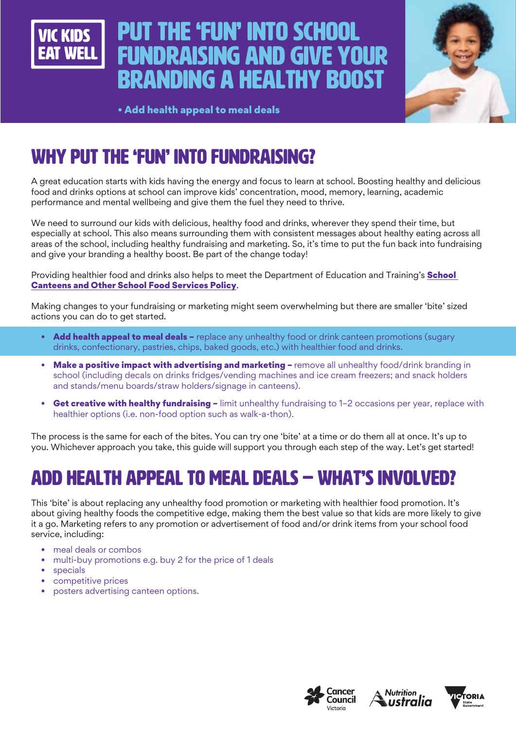VIC KIDS EAT WELL

# PUT THE 'FUN' INTO SCHOOL FUNDRAISING AND GIVE YOUR BRANDING A HEALTHY BOOST

**• Add health appeal to meal deals**

## WHY PUT THE 'FUN' INTO FUNDRAISING?

A great education starts with kids having the energy and focus to learn at school. Boosting healthy and delicious food and drinks options at school can improve kids' concentration, mood, memory, learning, academic performance and mental wellbeing and give them the fuel they need to thrive.

We need to surround our kids with delicious, healthy food and drinks, wherever they spend their time, but especially at school. This also means surrounding them with consistent messages about healthy eating across all areas of the school, including healthy fundraising and marketing. So, it's time to put the fun back into fundraising and give your branding a healthy boost. Be part of the change today!

Providing healthier food and drinks also helps to meet the Department of Education and Training's **School Canteens and Other School Food Services Policy**.

Making changes to your fundraising or marketing might seem overwhelming but there are smaller 'bite' sized actions you can do to get started.

- **Add health appeal to meal deals –** replace any unhealthy food or drink canteen promotions (sugary drinks, confectionary, pastries, chips, baked goods, etc.) with healthier food and drinks.
- **Make a positive impact with advertising and marketing –** remove all unhealthy food/drink branding in school (including decals on drinks fridges/vending machines and ice cream freezers; and snack holders and stands/menu boards/straw holders/signage in canteens).
- **Get creative with healthy fundraising –** limit unhealthy fundraising to 1–2 occasions per year, replace with healthier options (i.e. non-food option such as walk-a-thon).

The process is the same for each of the bites. You can try one 'bite' at a time or do them all at once. It's up to you. Whichever approach you take, this guide will support you through each step of the way. Let's get started!

## ADD HEALTH APPEAL TO MEAL DEALS – WHAT'S INVOLVED?

This 'bite' is about replacing any unhealthy food promotion or marketing with healthier food promotion. It's about giving healthy foods the competitive edge, making them the best value so that kids are more likely to give it a go. Marketing refers to any promotion or advertisement of food and/or drink items from your school food service, including:

- meal deals or combos
- multi-buy promotions e.g. buy 2 for the price of 1 deals
- specials
- competitive prices
- posters advertising canteen options.

Cancer Council Victoria | Nutrition Australia | Victoria State Government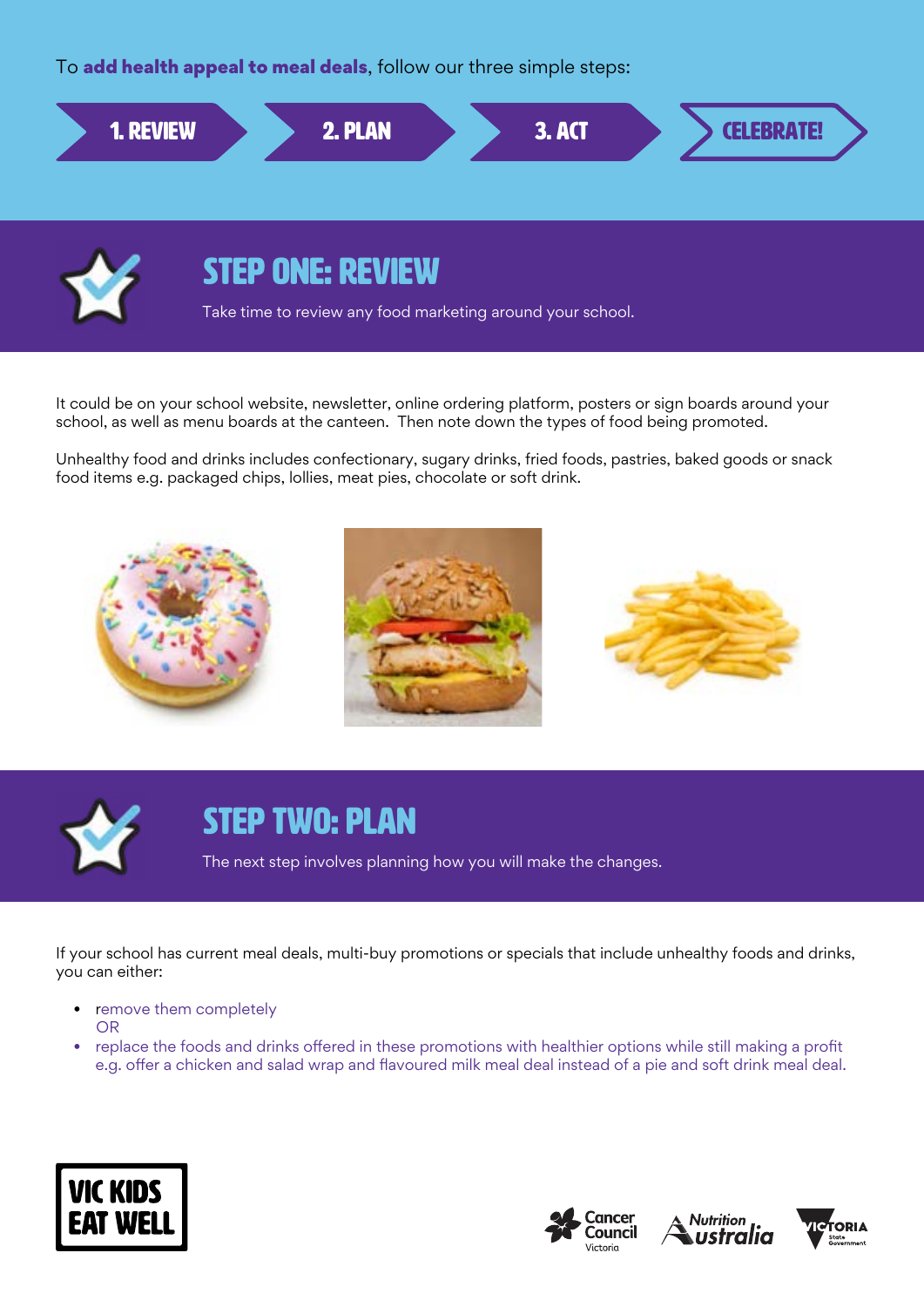To **add health appeal to meal deals**, follow our three simple steps:

**1. REVIEW** → **2. PLAN** → **3. ACT** → **CELEBRATE!**

## STEP ONE: REVIEW

Take time to review any food marketing around your school.

It could be on your school website, newsletter, online ordering platform, posters or sign boards around your school, as well as menu boards at the canteen. Then note down the types of food being promoted.

Unhealthy food and drinks includes confectionary, sugary drinks, fried foods, pastries, baked goods or snack food items e.g. packaged chips, lollies, meat pies, chocolate or soft drink.

## STEP TWO: PLAN

The next step involves planning how you will make the changes.

If your school has current meal deals, multi-buy promotions or specials that include unhealthy foods and drinks, you can either:

- remove them completely
  OR
- replace the foods and drinks offered in these promotions with healthier options while still making a profit e.g. offer a chicken and salad wrap and flavoured milk meal deal instead of a pie and soft drink meal deal.

VIC KIDS EAT WELL

Cancer Council Victoria | Nutrition Australia | Victoria State Government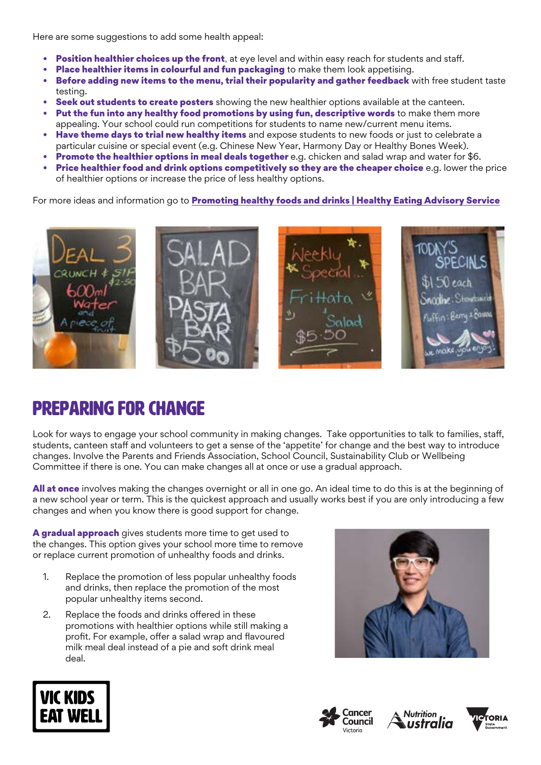Here are some suggestions to add some health appeal:

- **Position healthier choices up the front**, at eye level and within easy reach for students and staff.
- **Place healthier items in colourful and fun packaging** to make them look appetising.
- **Before adding new items to the menu, trial their popularity and gather feedback** with free student taste testing.
- **Seek out students to create posters** showing the new healthier options available at the canteen.
- **Put the fun into any healthy food promotions by using fun, descriptive words** to make them more appealing. Your school could run competitions for students to name new/current menu items.
- **Have theme days to trial new healthy items** and expose students to new foods or just to celebrate a particular cuisine or special event (e.g. Chinese New Year, Harmony Day or Healthy Bones Week).
- **Promote the healthier options in meal deals together** e.g. chicken and salad wrap and water for $6.
- **Price healthier food and drink options competitively so they are the cheaper choice** e.g. lower the price of healthier options or increase the price of less healthy options.

For more ideas and information go to **Promoting healthy foods and drinks | Healthy Eating Advisory Service**

# PREPARING FOR CHANGE

Look for ways to engage your school community in making changes. Take opportunities to talk to families, staff, students, canteen staff and volunteers to get a sense of the 'appetite' for change and the best way to introduce changes. Involve the Parents and Friends Association, School Council, Sustainability Club or Wellbeing Committee if there is one. You can make changes all at once or use a gradual approach.

**All at once** involves making the changes overnight or all in one go. An ideal time to do this is at the beginning of a new school year or term. This is the quickest approach and usually works best if you are only introducing a few changes and when you know there is good support for change.

**A gradual approach** gives students more time to get used to the changes. This option gives your school more time to remove or replace current promotion of unhealthy foods and drinks.

1. Replace the promotion of less popular unhealthy foods and drinks, then replace the promotion of the most popular unhealthy items second.
2. Replace the foods and drinks offered in these promotions with healthier options while still making a profit. For example, offer a salad wrap and flavoured milk meal deal instead of a pie and soft drink meal deal.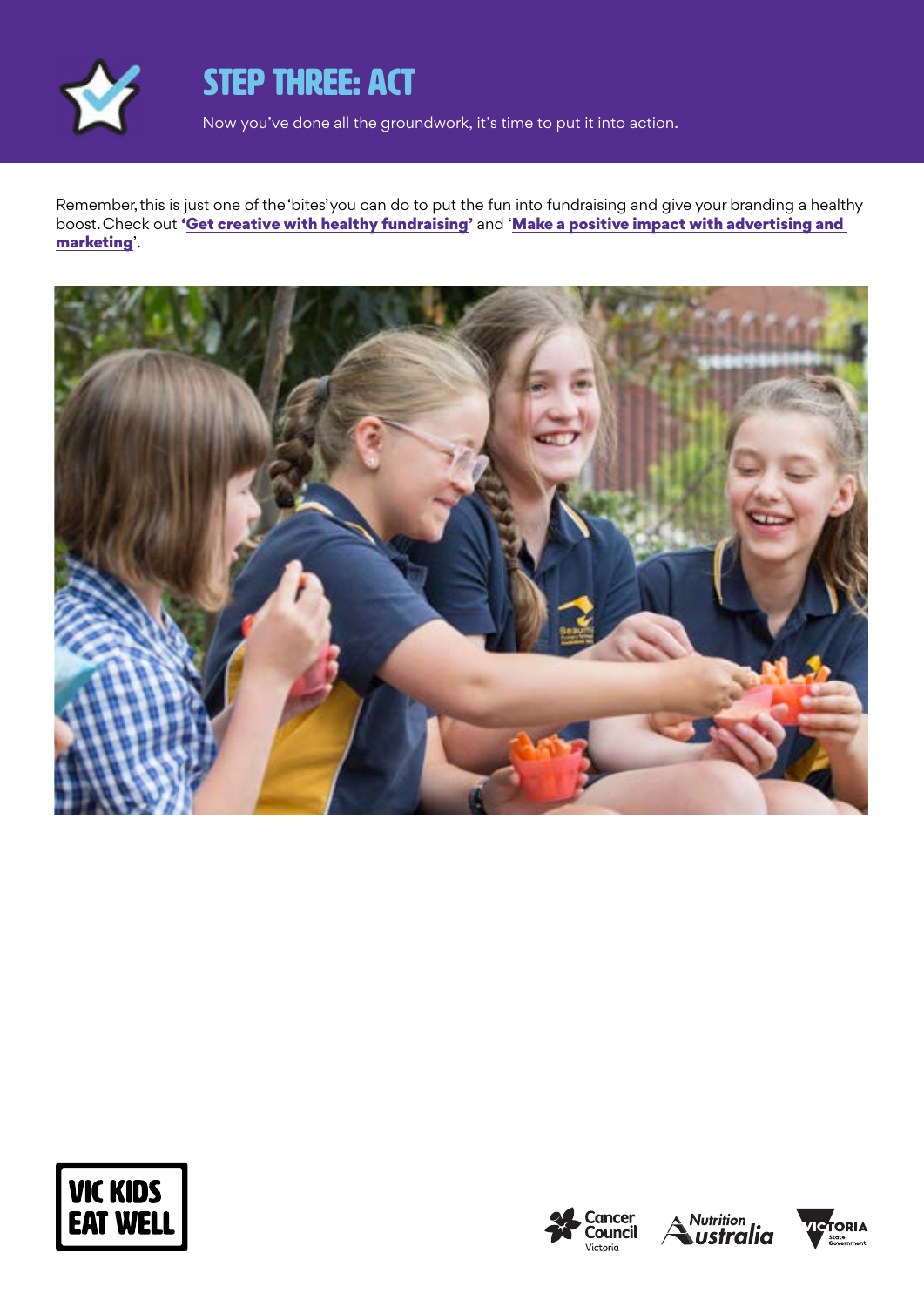# STEP THREE: ACT

Now you've done all the groundwork, it's time to put it into action.

Remember, this is just one of the 'bites' you can do to put the fun into fundraising and give your branding a healthy boost. Check out '**Get creative with healthy fundraising**' and '**Make a positive impact with advertising and marketing**'.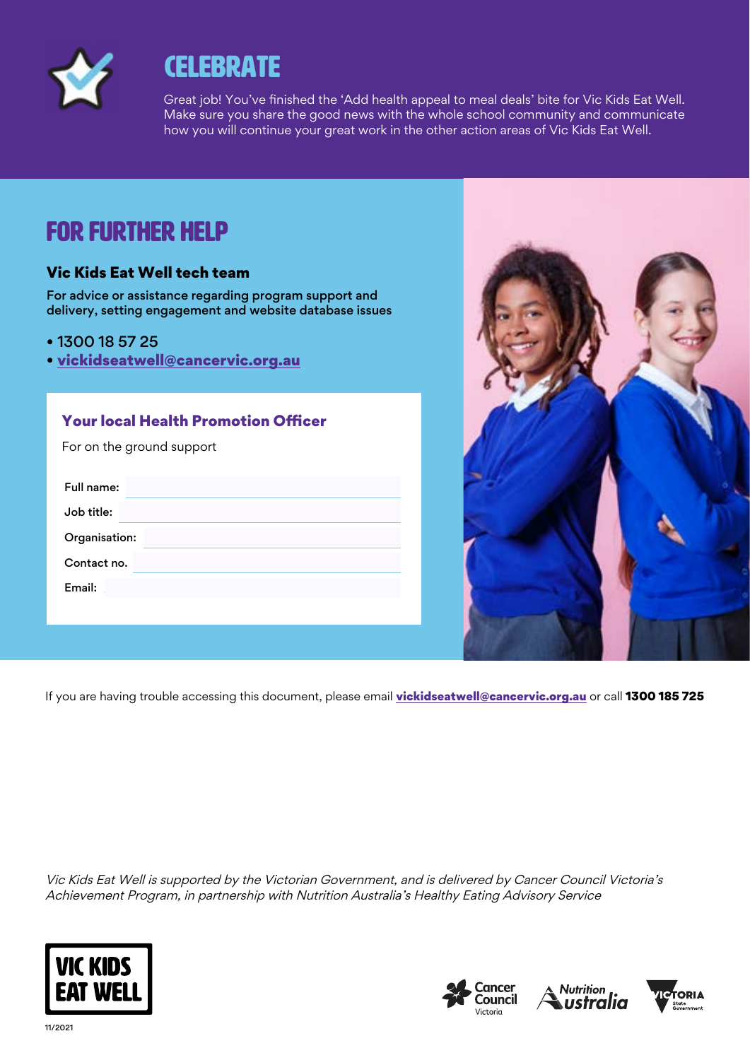## CELEBRATE

Great job! You've finished the 'Add health appeal to meal deals' bite for Vic Kids Eat Well. Make sure you share the good news with the whole school community and communicate how you will continue your great work in the other action areas of Vic Kids Eat Well.

## FOR FURTHER HELP

### Vic Kids Eat Well tech team

For advice or assistance regarding program support and delivery, setting engagement and website database issues

- 1300 18 57 25
- **vickidseatwell@cancervic.org.au**

### Your local Health Promotion Officer

For on the ground support

Full name:

Job title:

Organisation:

Contact no.

Email:

If you are having trouble accessing this document, please email **vickidseatwell@cancervic.org.au** or call **1300 185 725**

*Vic Kids Eat Well is supported by the Victorian Government, and is delivered by Cancer Council Victoria's Achievement Program, in partnership with Nutrition Australia's Healthy Eating Advisory Service*

VIC KIDS EAT WELL

Cancer Council Victoria

Nutrition Australia

VICTORIA State Government

11/2021